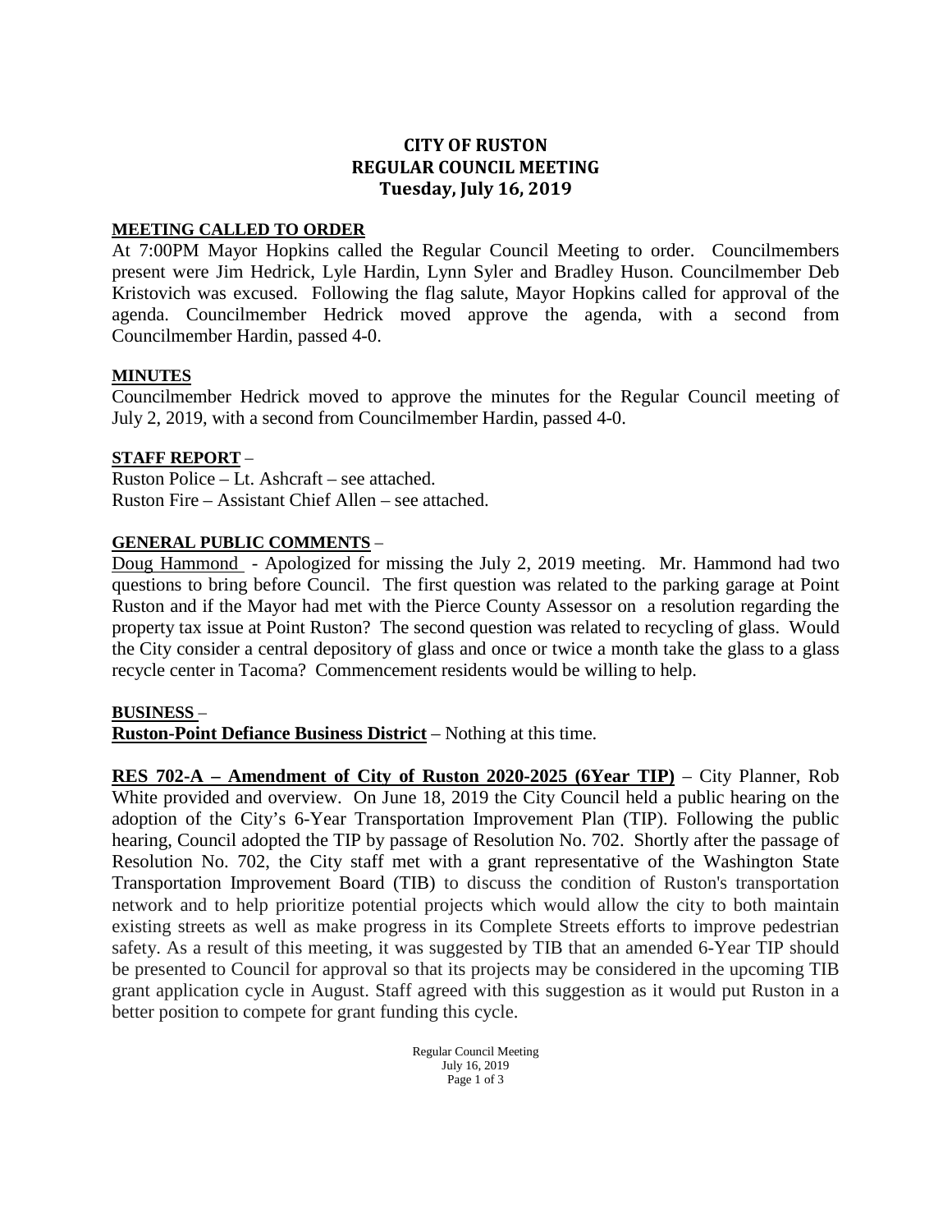# CITY OF RUSTON
## REGULAR COUNCIL MEETING
### Tuesday, July 16, 2019

**MEETING CALLED TO ORDER**

At 7:00PM Mayor Hopkins called the Regular Council Meeting to order. Councilmembers present were Jim Hedrick, Lyle Hardin, Lynn Syler and Bradley Huson. Councilmember Deb Kristovich was excused. Following the flag salute, Mayor Hopkins called for approval of the agenda. Councilmember Hedrick moved approve the agenda, with a second from Councilmember Hardin, passed 4-0.

**MINUTES**

Councilmember Hedrick moved to approve the minutes for the Regular Council meeting of July 2, 2019, with a second from Councilmember Hardin, passed 4-0.

**STAFF REPORT** –

Ruston Police – Lt. Ashcraft – see attached.
Ruston Fire – Assistant Chief Allen – see attached.

**GENERAL PUBLIC COMMENTS** –

Doug Hammond - Apologized for missing the July 2, 2019 meeting. Mr. Hammond had two questions to bring before Council. The first question was related to the parking garage at Point Ruston and if the Mayor had met with the Pierce County Assessor on a resolution regarding the property tax issue at Point Ruston? The second question was related to recycling of glass. Would the City consider a central depository of glass and once or twice a month take the glass to a glass recycle center in Tacoma? Commencement residents would be willing to help.

**BUSINESS** –

**Ruston-Point Defiance Business District** – Nothing at this time.

**RES 702-A – Amendment of City of Ruston 2020-2025 (6Year TIP)** – City Planner, Rob White provided and overview. On June 18, 2019 the City Council held a public hearing on the adoption of the City's 6-Year Transportation Improvement Plan (TIP). Following the public hearing, Council adopted the TIP by passage of Resolution No. 702. Shortly after the passage of Resolution No. 702, the City staff met with a grant representative of the Washington State Transportation Improvement Board (TIB) to discuss the condition of Ruston's transportation network and to help prioritize potential projects which would allow the city to both maintain existing streets as well as make progress in its Complete Streets efforts to improve pedestrian safety. As a result of this meeting, it was suggested by TIB that an amended 6-Year TIP should be presented to Council for approval so that its projects may be considered in the upcoming TIB grant application cycle in August. Staff agreed with this suggestion as it would put Ruston in a better position to compete for grant funding this cycle.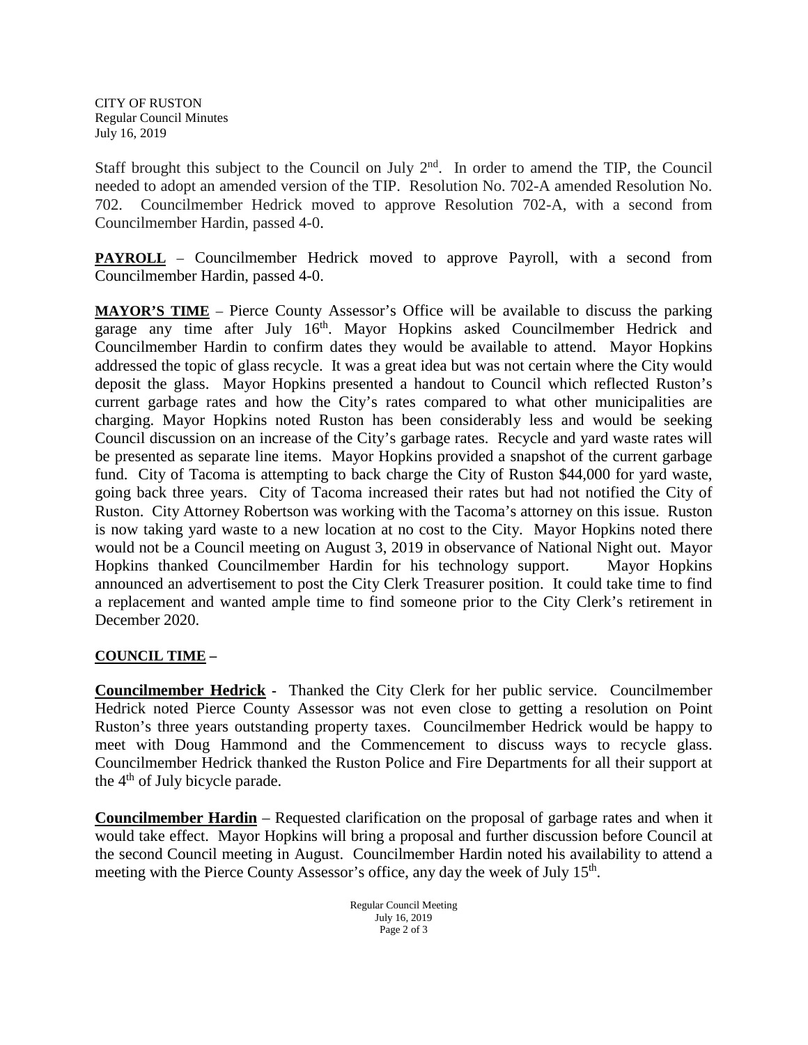Staff brought this subject to the Council on July 2nd. In order to amend the TIP, the Council needed to adopt an amended version of the TIP. Resolution No. 702-A amended Resolution No. 702. Councilmember Hedrick moved to approve Resolution 702-A, with a second from Councilmember Hardin, passed 4-0.

**PAYROLL** – Councilmember Hedrick moved to approve Payroll, with a second from Councilmember Hardin, passed 4-0.

**MAYOR'S TIME** – Pierce County Assessor's Office will be available to discuss the parking garage any time after July 16th. Mayor Hopkins asked Councilmember Hedrick and Councilmember Hardin to confirm dates they would be available to attend. Mayor Hopkins addressed the topic of glass recycle. It was a great idea but was not certain where the City would deposit the glass. Mayor Hopkins presented a handout to Council which reflected Ruston's current garbage rates and how the City's rates compared to what other municipalities are charging. Mayor Hopkins noted Ruston has been considerably less and would be seeking Council discussion on an increase of the City's garbage rates. Recycle and yard waste rates will be presented as separate line items. Mayor Hopkins provided a snapshot of the current garbage fund. City of Tacoma is attempting to back charge the City of Ruston $44,000 for yard waste, going back three years. City of Tacoma increased their rates but had not notified the City of Ruston. City Attorney Robertson was working with the Tacoma's attorney on this issue. Ruston is now taking yard waste to a new location at no cost to the City. Mayor Hopkins noted there would not be a Council meeting on August 3, 2019 in observance of National Night out. Mayor Hopkins thanked Councilmember Hardin for his technology support. Mayor Hopkins announced an advertisement to post the City Clerk Treasurer position. It could take time to find a replacement and wanted ample time to find someone prior to the City Clerk's retirement in December 2020.

**COUNCIL TIME –**

**Councilmember Hedrick** - Thanked the City Clerk for her public service. Councilmember Hedrick noted Pierce County Assessor was not even close to getting a resolution on Point Ruston's three years outstanding property taxes. Councilmember Hedrick would be happy to meet with Doug Hammond and the Commencement to discuss ways to recycle glass. Councilmember Hedrick thanked the Ruston Police and Fire Departments for all their support at the 4th of July bicycle parade.

**Councilmember Hardin** – Requested clarification on the proposal of garbage rates and when it would take effect. Mayor Hopkins will bring a proposal and further discussion before Council at the second Council meeting in August. Councilmember Hardin noted his availability to attend a meeting with the Pierce County Assessor's office, any day the week of July 15th.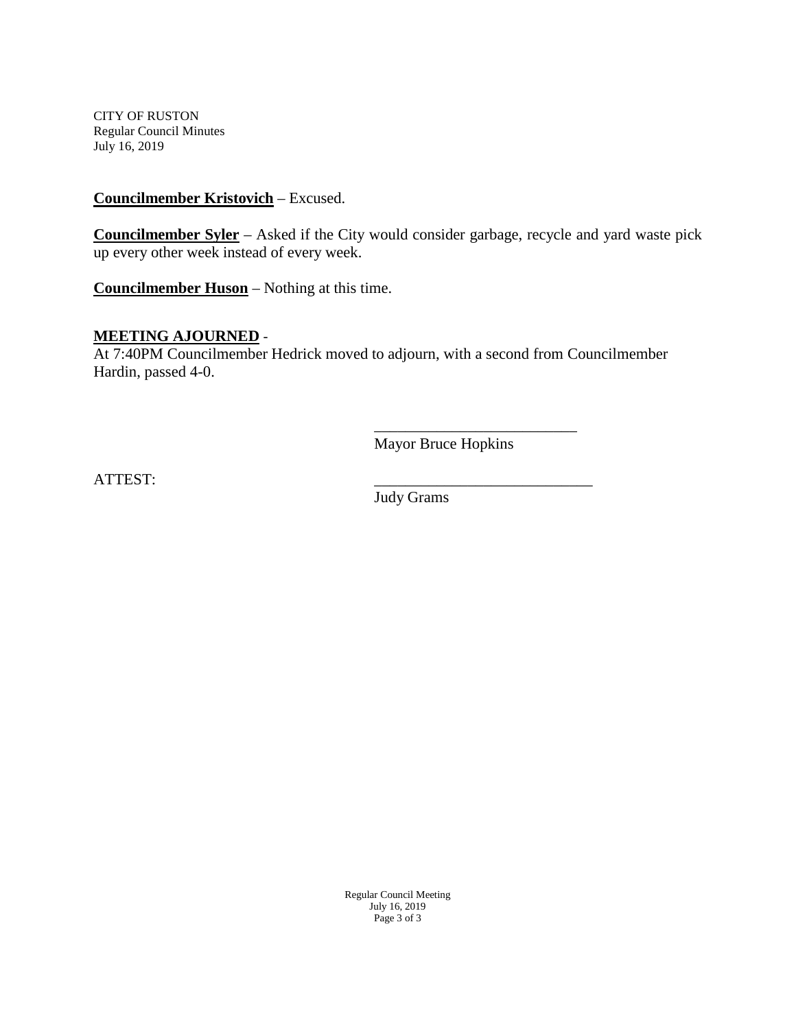**Councilmember Kristovich** – Excused.

**Councilmember Syler** – Asked if the City would consider garbage, recycle and yard waste pick up every other week instead of every week.

**Councilmember Huson** – Nothing at this time.

**MEETING AJOURNED** -

At 7:40PM Councilmember Hedrick moved to adjourn, with a second from Councilmember Hardin, passed 4-0.

___________________________

Mayor Bruce Hopkins

ATTEST:

___________________________

Judy Grams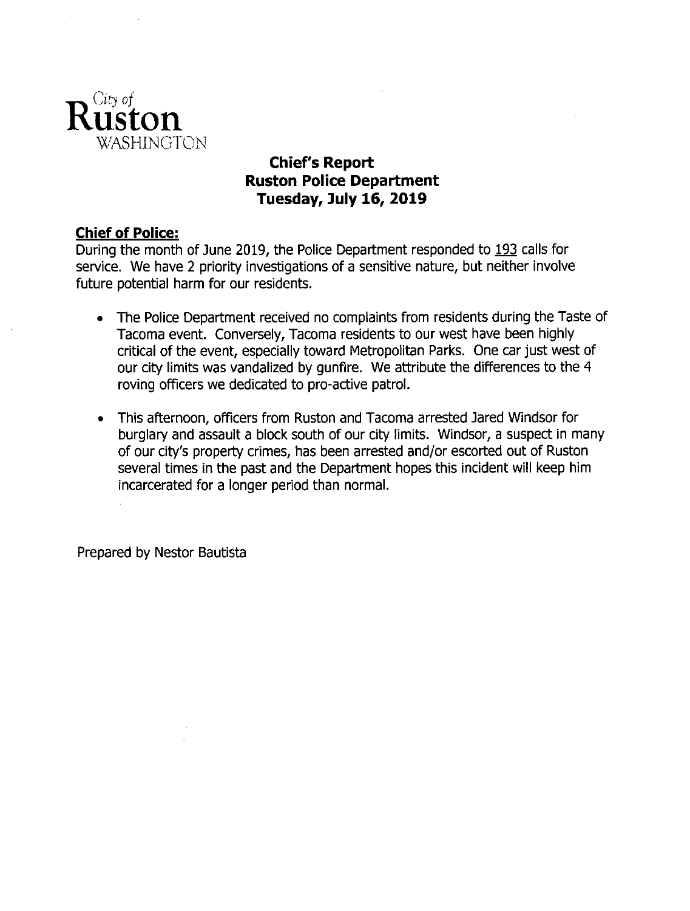City of
**Ruston**
WASHINGTON

# Chief's Report
# Ruston Police Department
# Tuesday, July 16, 2019

## Chief of Police:

During the month of June 2019, the Police Department responded to 193 calls for service. We have 2 priority investigations of a sensitive nature, but neither involve future potential harm for our residents.

- The Police Department received no complaints from residents during the Taste of Tacoma event. Conversely, Tacoma residents to our west have been highly critical of the event, especially toward Metropolitan Parks. One car just west of our city limits was vandalized by gunfire. We attribute the differences to the 4 roving officers we dedicated to pro-active patrol.

- This afternoon, officers from Ruston and Tacoma arrested Jared Windsor for burglary and assault a block south of our city limits. Windsor, a suspect in many of our city's property crimes, has been arrested and/or escorted out of Ruston several times in the past and the Department hopes this incident will keep him incarcerated for a longer period than normal.

Prepared by Nestor Bautista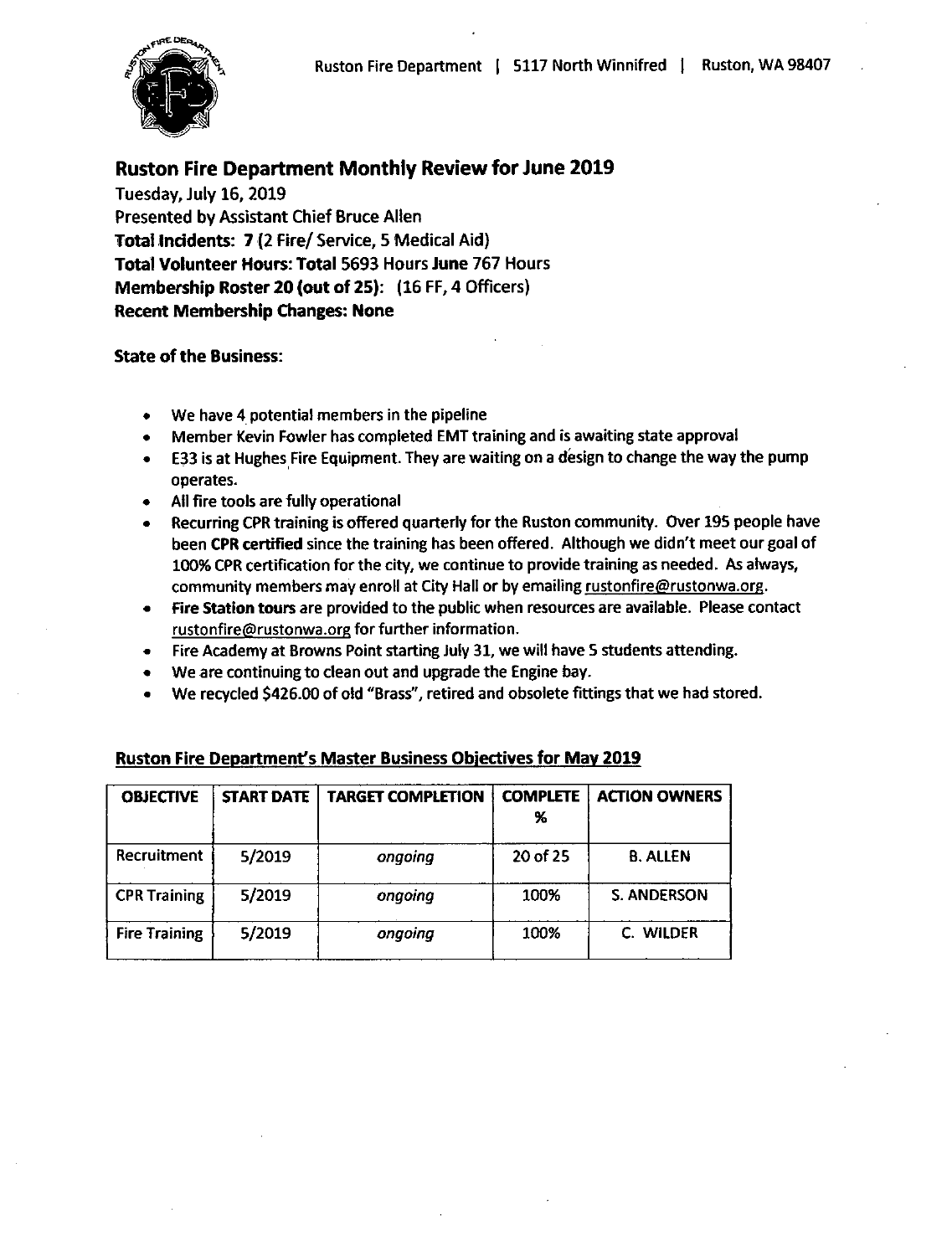Ruston Fire Department | 5117 North Winnifred | Ruston, WA 98407

## Ruston Fire Department Monthly Review for June 2019

Tuesday, July 16, 2019
Presented by Assistant Chief Bruce Allen
**Total Incidents: 7** (2 Fire/ Service, 5 Medical Aid)
**Total Volunteer Hours: Total** 5693 Hours **June** 767 Hours
**Membership Roster 20 (out of 25):** (16 FF, 4 Officers)
**Recent Membership Changes: None**

**State of the Business:**

- We have 4 potential members in the pipeline
- Member Kevin Fowler has completed EMT training and is awaiting state approval
- E33 is at Hughes Fire Equipment. They are waiting on a design to change the way the pump operates.
- All fire tools are fully operational
- Recurring CPR training is offered quarterly for the Ruston community. Over 195 people have been **CPR certified** since the training has been offered. Although we didn't meet our goal of 100% CPR certification for the city, we continue to provide training as needed. As always, community members may enroll at City Hall or by emailing rustonfire@rustonwa.org.
- **Fire Station tours** are provided to the public when resources are available. Please contact rustonfire@rustonwa.org for further information.
- Fire Academy at Browns Point starting July 31, we will have 5 students attending.
- We are continuing to clean out and upgrade the Engine bay.
- We recycled $426.00 of old "Brass", retired and obsolete fittings that we had stored.

**Ruston Fire Department's Master Business Objectives for May 2019**

| OBJECTIVE | START DATE | TARGET COMPLETION | COMPLETE % | ACTION OWNERS |
|---|---|---|---|---|
| Recruitment | 5/2019 | *ongoing* | 20 of 25 | B. ALLEN |
| CPR Training | 5/2019 | *ongoing* | 100% | S. ANDERSON |
| Fire Training | 5/2019 | *ongoing* | 100% | C. WILDER |